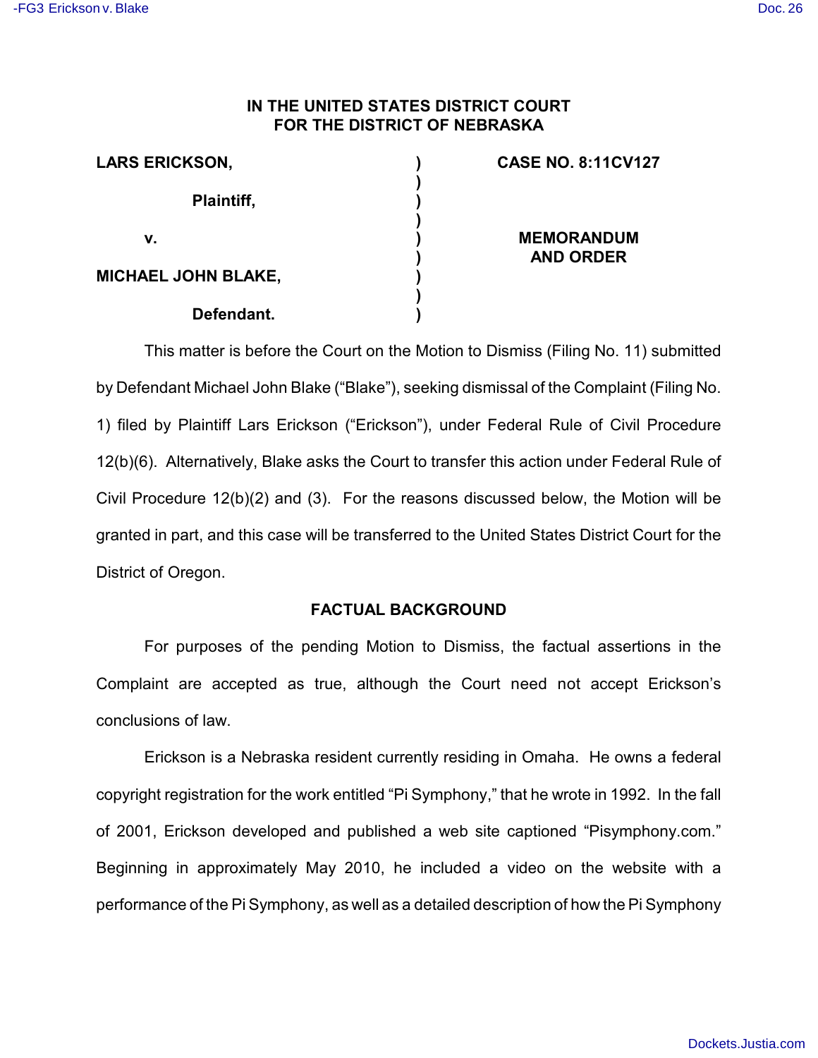**IN THE UNITED STATES DISTRICT COURT**
**FOR THE DISTRICT OF NEBRASKA**

| | | |
|---|---|---|
| **LARS ERICKSON,** | ) | **CASE NO. 8:11CV127** |
| **Plaintiff,** | ) | |
| **v.** | ) | **MEMORANDUM AND ORDER** |
| **MICHAEL JOHN BLAKE,** | ) | |
| **Defendant.** | ) | |

This matter is before the Court on the Motion to Dismiss (Filing No. 11) submitted by Defendant Michael John Blake ("Blake"), seeking dismissal of the Complaint (Filing No. 1) filed by Plaintiff Lars Erickson ("Erickson"), under Federal Rule of Civil Procedure 12(b)(6). Alternatively, Blake asks the Court to transfer this action under Federal Rule of Civil Procedure 12(b)(2) and (3). For the reasons discussed below, the Motion will be granted in part, and this case will be transferred to the United States District Court for the District of Oregon.

## FACTUAL BACKGROUND

For purposes of the pending Motion to Dismiss, the factual assertions in the Complaint are accepted as true, although the Court need not accept Erickson's conclusions of law.

Erickson is a Nebraska resident currently residing in Omaha. He owns a federal copyright registration for the work entitled "Pi Symphony," that he wrote in 1992. In the fall of 2001, Erickson developed and published a web site captioned "Pisymphony.com." Beginning in approximately May 2010, he included a video on the website with a performance of the Pi Symphony, as well as a detailed description of how the Pi Symphony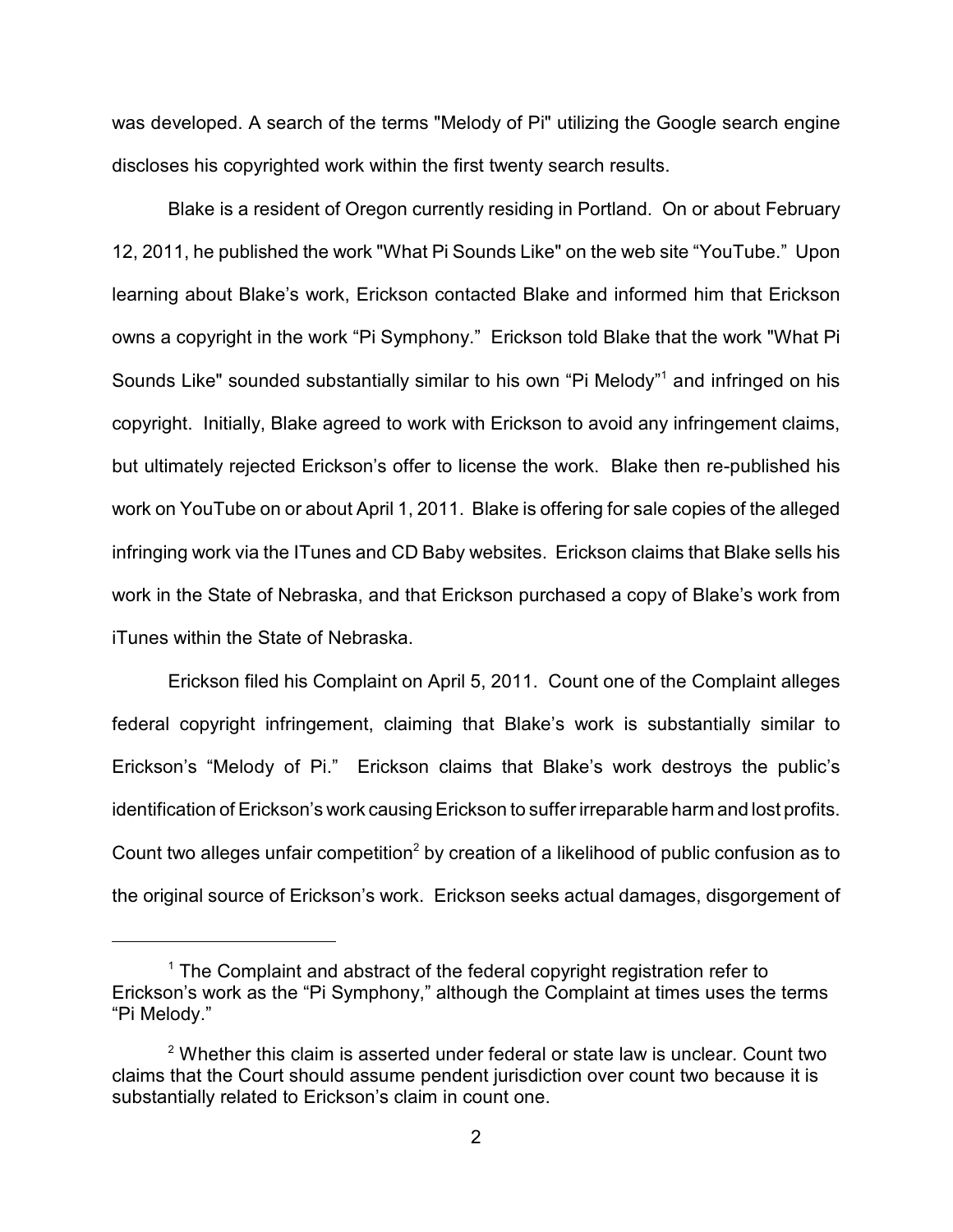was developed. A search of the terms "Melody of Pi" utilizing the Google search engine discloses his copyrighted work within the first twenty search results.

Blake is a resident of Oregon currently residing in Portland. On or about February 12, 2011, he published the work "What Pi Sounds Like" on the web site "YouTube." Upon learning about Blake's work, Erickson contacted Blake and informed him that Erickson owns a copyright in the work "Pi Symphony." Erickson told Blake that the work "What Pi Sounds Like" sounded substantially similar to his own "Pi Melody"[1] and infringed on his copyright. Initially, Blake agreed to work with Erickson to avoid any infringement claims, but ultimately rejected Erickson's offer to license the work. Blake then re-published his work on YouTube on or about April 1, 2011. Blake is offering for sale copies of the alleged infringing work via the ITunes and CD Baby websites. Erickson claims that Blake sells his work in the State of Nebraska, and that Erickson purchased a copy of Blake's work from iTunes within the State of Nebraska.

Erickson filed his Complaint on April 5, 2011. Count one of the Complaint alleges federal copyright infringement, claiming that Blake's work is substantially similar to Erickson's "Melody of Pi." Erickson claims that Blake's work destroys the public's identification of Erickson's work causing Erickson to suffer irreparable harm and lost profits. Count two alleges unfair competition[2] by creation of a likelihood of public confusion as to the original source of Erickson's work. Erickson seeks actual damages, disgorgement of

---

[1] The Complaint and abstract of the federal copyright registration refer to Erickson's work as the "Pi Symphony," although the Complaint at times uses the terms "Pi Melody."

[2] Whether this claim is asserted under federal or state law is unclear. Count two claims that the Court should assume pendent jurisdiction over count two because it is substantially related to Erickson's claim in count one.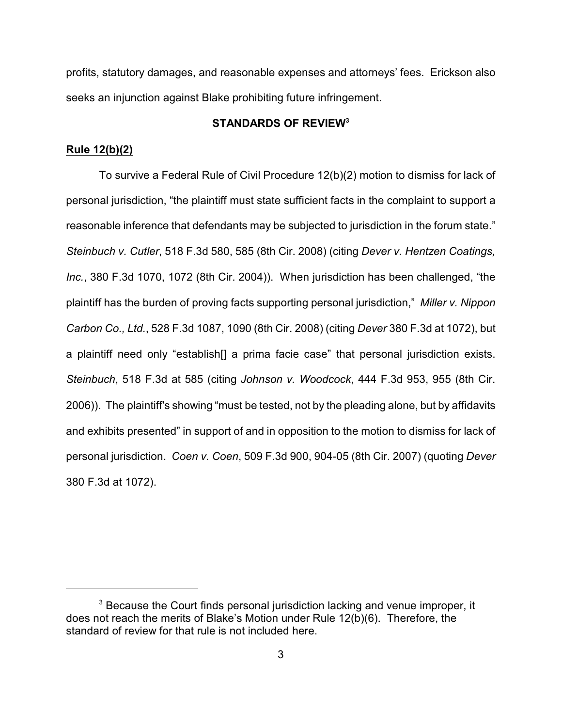profits, statutory damages, and reasonable expenses and attorneys' fees. Erickson also seeks an injunction against Blake prohibiting future infringement.

## STANDARDS OF REVIEW[3]

**Rule 12(b)(2)**

To survive a Federal Rule of Civil Procedure 12(b)(2) motion to dismiss for lack of personal jurisdiction, "the plaintiff must state sufficient facts in the complaint to support a reasonable inference that defendants may be subjected to jurisdiction in the forum state." *Steinbuch v. Cutler*, 518 F.3d 580, 585 (8th Cir. 2008) (citing *Dever v. Hentzen Coatings, Inc.*, 380 F.3d 1070, 1072 (8th Cir. 2004)). When jurisdiction has been challenged, "the plaintiff has the burden of proving facts supporting personal jurisdiction," *Miller v. Nippon Carbon Co., Ltd.*, 528 F.3d 1087, 1090 (8th Cir. 2008) (citing *Dever* 380 F.3d at 1072), but a plaintiff need only "establish[] a prima facie case" that personal jurisdiction exists. *Steinbuch*, 518 F.3d at 585 (citing *Johnson v. Woodcock*, 444 F.3d 953, 955 (8th Cir. 2006)). The plaintiff's showing "must be tested, not by the pleading alone, but by affidavits and exhibits presented" in support of and in opposition to the motion to dismiss for lack of personal jurisdiction. *Coen v. Coen*, 509 F.3d 900, 904-05 (8th Cir. 2007) (quoting *Dever* 380 F.3d at 1072).

---

[3] Because the Court finds personal jurisdiction lacking and venue improper, it does not reach the merits of Blake's Motion under Rule 12(b)(6). Therefore, the standard of review for that rule is not included here.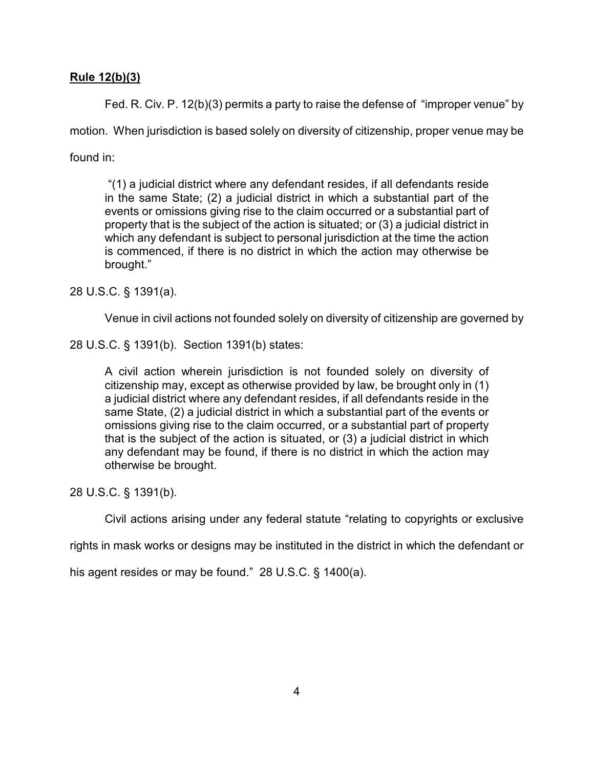**Rule 12(b)(3)**

Fed. R. Civ. P. 12(b)(3) permits a party to raise the defense of "improper venue" by motion. When jurisdiction is based solely on diversity of citizenship, proper venue may be found in:

> "(1) a judicial district where any defendant resides, if all defendants reside in the same State; (2) a judicial district in which a substantial part of the events or omissions giving rise to the claim occurred or a substantial part of property that is the subject of the action is situated; or (3) a judicial district in which any defendant is subject to personal jurisdiction at the time the action is commenced, if there is no district in which the action may otherwise be brought."

28 U.S.C. § 1391(a).

Venue in civil actions not founded solely on diversity of citizenship are governed by 28 U.S.C. § 1391(b). Section 1391(b) states:

> A civil action wherein jurisdiction is not founded solely on diversity of citizenship may, except as otherwise provided by law, be brought only in (1) a judicial district where any defendant resides, if all defendants reside in the same State, (2) a judicial district in which a substantial part of the events or omissions giving rise to the claim occurred, or a substantial part of property that is the subject of the action is situated, or (3) a judicial district in which any defendant may be found, if there is no district in which the action may otherwise be brought.

28 U.S.C. § 1391(b).

Civil actions arising under any federal statute "relating to copyrights or exclusive rights in mask works or designs may be instituted in the district in which the defendant or his agent resides or may be found." 28 U.S.C. § 1400(a).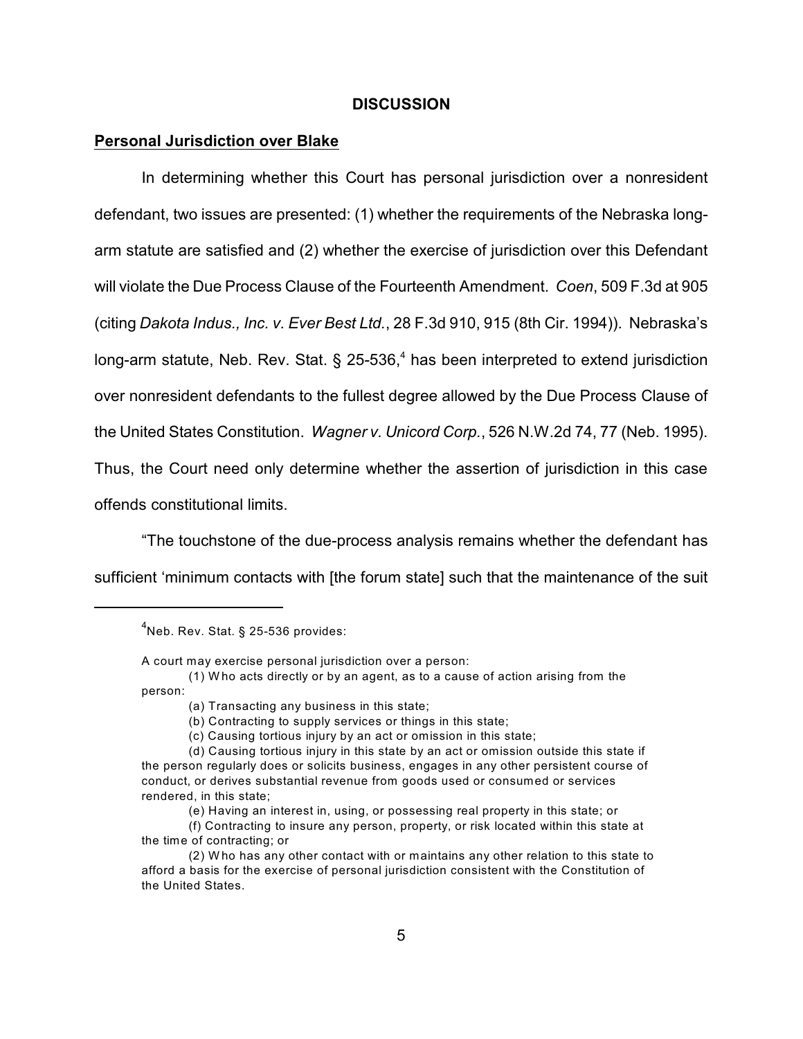## DISCUSSION

**Personal Jurisdiction over Blake**

In determining whether this Court has personal jurisdiction over a nonresident defendant, two issues are presented: (1) whether the requirements of the Nebraska long-arm statute are satisfied and (2) whether the exercise of jurisdiction over this Defendant will violate the Due Process Clause of the Fourteenth Amendment. *Coen*, 509 F.3d at 905 (citing *Dakota Indus., Inc. v. Ever Best Ltd.*, 28 F.3d 910, 915 (8th Cir. 1994)). Nebraska's long-arm statute, Neb. Rev. Stat. § 25-536,[4] has been interpreted to extend jurisdiction over nonresident defendants to the fullest degree allowed by the Due Process Clause of the United States Constitution. *Wagner v. Unicord Corp.*, 526 N.W.2d 74, 77 (Neb. 1995). Thus, the Court need only determine whether the assertion of jurisdiction in this case offends constitutional limits.

"The touchstone of the due-process analysis remains whether the defendant has sufficient 'minimum contacts with [the forum state] such that the maintenance of the suit

---

[4]Neb. Rev. Stat. § 25-536 provides:

A court may exercise personal jurisdiction over a person:

(1) Who acts directly or by an agent, as to a cause of action arising from the person:

(a) Transacting any business in this state;

(b) Contracting to supply services or things in this state;

(c) Causing tortious injury by an act or omission in this state;

(d) Causing tortious injury in this state by an act or omission outside this state if the person regularly does or solicits business, engages in any other persistent course of conduct, or derives substantial revenue from goods used or consumed or services rendered, in this state;

(e) Having an interest in, using, or possessing real property in this state; or

(f) Contracting to insure any person, property, or risk located within this state at the time of contracting; or

(2) Who has any other contact with or maintains any other relation to this state to afford a basis for the exercise of personal jurisdiction consistent with the Constitution of the United States.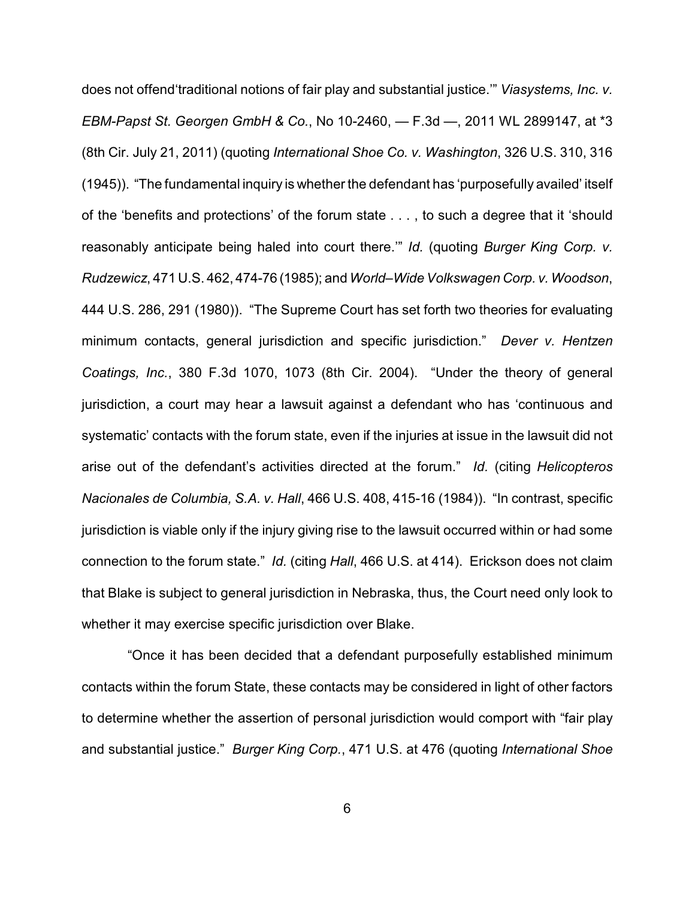does not offend'traditional notions of fair play and substantial justice.'" *Viasystems, Inc. v. EBM-Papst St. Georgen GmbH & Co.*, No 10-2460, — F.3d —, 2011 WL 2899147, at *3 (8th Cir. July 21, 2011) (quoting *International Shoe Co. v. Washington*, 326 U.S. 310, 316 (1945)). "The fundamental inquiry is whether the defendant has 'purposefully availed' itself of the 'benefits and protections' of the forum state . . . , to such a degree that it 'should reasonably anticipate being haled into court there.'" *Id.* (quoting *Burger King Corp. v. Rudzewicz*, 471 U.S. 462, 474-76 (1985); and *World–Wide Volkswagen Corp. v. Woodson*, 444 U.S. 286, 291 (1980)). "The Supreme Court has set forth two theories for evaluating minimum contacts, general jurisdiction and specific jurisdiction." *Dever v. Hentzen Coatings, Inc.*, 380 F.3d 1070, 1073 (8th Cir. 2004). "Under the theory of general jurisdiction, a court may hear a lawsuit against a defendant who has 'continuous and systematic' contacts with the forum state, even if the injuries at issue in the lawsuit did not arise out of the defendant's activities directed at the forum." *Id.* (citing *Helicopteros Nacionales de Columbia, S.A. v. Hall*, 466 U.S. 408, 415-16 (1984)). "In contrast, specific jurisdiction is viable only if the injury giving rise to the lawsuit occurred within or had some connection to the forum state." *Id.* (citing *Hall*, 466 U.S. at 414). Erickson does not claim that Blake is subject to general jurisdiction in Nebraska, thus, the Court need only look to whether it may exercise specific jurisdiction over Blake.

"Once it has been decided that a defendant purposefully established minimum contacts within the forum State, these contacts may be considered in light of other factors to determine whether the assertion of personal jurisdiction would comport with "fair play and substantial justice." *Burger King Corp.*, 471 U.S. at 476 (quoting *International Shoe*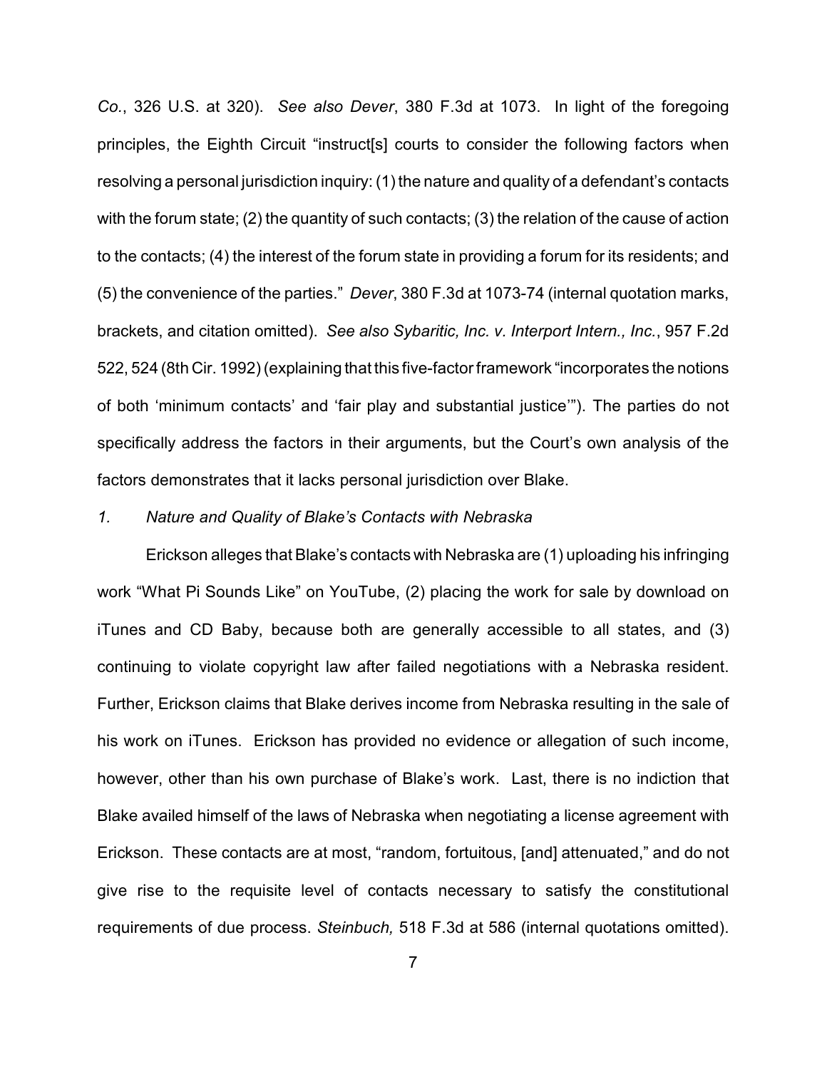*Co.*, 326 U.S. at 320). *See also Dever*, 380 F.3d at 1073. In light of the foregoing principles, the Eighth Circuit "instruct[s] courts to consider the following factors when resolving a personal jurisdiction inquiry: (1) the nature and quality of a defendant's contacts with the forum state; (2) the quantity of such contacts; (3) the relation of the cause of action to the contacts; (4) the interest of the forum state in providing a forum for its residents; and (5) the convenience of the parties." *Dever*, 380 F.3d at 1073-74 (internal quotation marks, brackets, and citation omitted). *See also Sybaritic, Inc. v. Interport Intern., Inc.*, 957 F.2d 522, 524 (8th Cir. 1992) (explaining that this five-factor framework "incorporates the notions of both 'minimum contacts' and 'fair play and substantial justice'"). The parties do not specifically address the factors in their arguments, but the Court's own analysis of the factors demonstrates that it lacks personal jurisdiction over Blake.

*1. Nature and Quality of Blake's Contacts with Nebraska*

Erickson alleges that Blake's contacts with Nebraska are (1) uploading his infringing work "What Pi Sounds Like" on YouTube, (2) placing the work for sale by download on iTunes and CD Baby, because both are generally accessible to all states, and (3) continuing to violate copyright law after failed negotiations with a Nebraska resident. Further, Erickson claims that Blake derives income from Nebraska resulting in the sale of his work on iTunes. Erickson has provided no evidence or allegation of such income, however, other than his own purchase of Blake's work. Last, there is no indiction that Blake availed himself of the laws of Nebraska when negotiating a license agreement with Erickson. These contacts are at most, "random, fortuitous, [and] attenuated," and do not give rise to the requisite level of contacts necessary to satisfy the constitutional requirements of due process. *Steinbuch,* 518 F.3d at 586 (internal quotations omitted).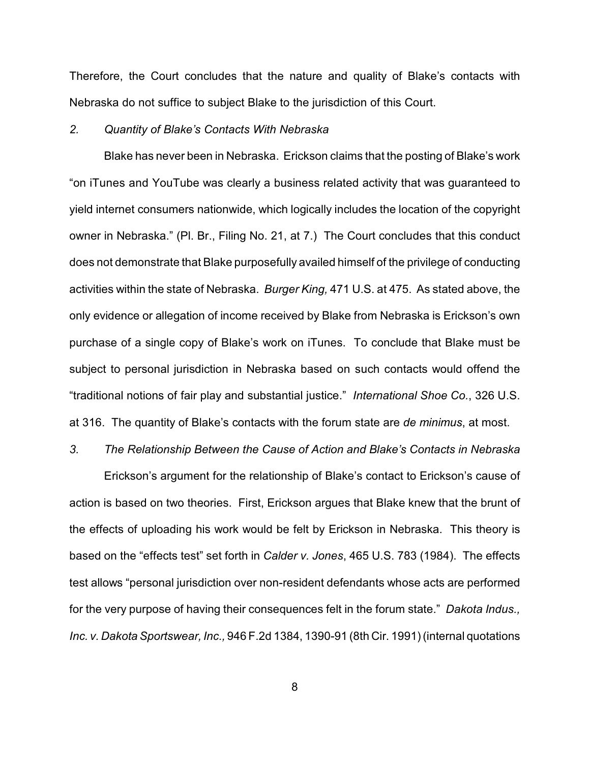Therefore, the Court concludes that the nature and quality of Blake's contacts with Nebraska do not suffice to subject Blake to the jurisdiction of this Court.

*2. Quantity of Blake's Contacts With Nebraska*

Blake has never been in Nebraska. Erickson claims that the posting of Blake's work "on iTunes and YouTube was clearly a business related activity that was guaranteed to yield internet consumers nationwide, which logically includes the location of the copyright owner in Nebraska." (Pl. Br., Filing No. 21, at 7.) The Court concludes that this conduct does not demonstrate that Blake purposefully availed himself of the privilege of conducting activities within the state of Nebraska. *Burger King,* 471 U.S. at 475. As stated above, the only evidence or allegation of income received by Blake from Nebraska is Erickson's own purchase of a single copy of Blake's work on iTunes. To conclude that Blake must be subject to personal jurisdiction in Nebraska based on such contacts would offend the "traditional notions of fair play and substantial justice." *International Shoe Co.*, 326 U.S. at 316. The quantity of Blake's contacts with the forum state are *de minimus*, at most.

*3. The Relationship Between the Cause of Action and Blake's Contacts in Nebraska*

Erickson's argument for the relationship of Blake's contact to Erickson's cause of action is based on two theories. First, Erickson argues that Blake knew that the brunt of the effects of uploading his work would be felt by Erickson in Nebraska. This theory is based on the "effects test" set forth in *Calder v. Jones*, 465 U.S. 783 (1984). The effects test allows "personal jurisdiction over non-resident defendants whose acts are performed for the very purpose of having their consequences felt in the forum state." *Dakota Indus., Inc. v. Dakota Sportswear, Inc.,* 946 F.2d 1384, 1390-91 (8th Cir. 1991) (internal quotations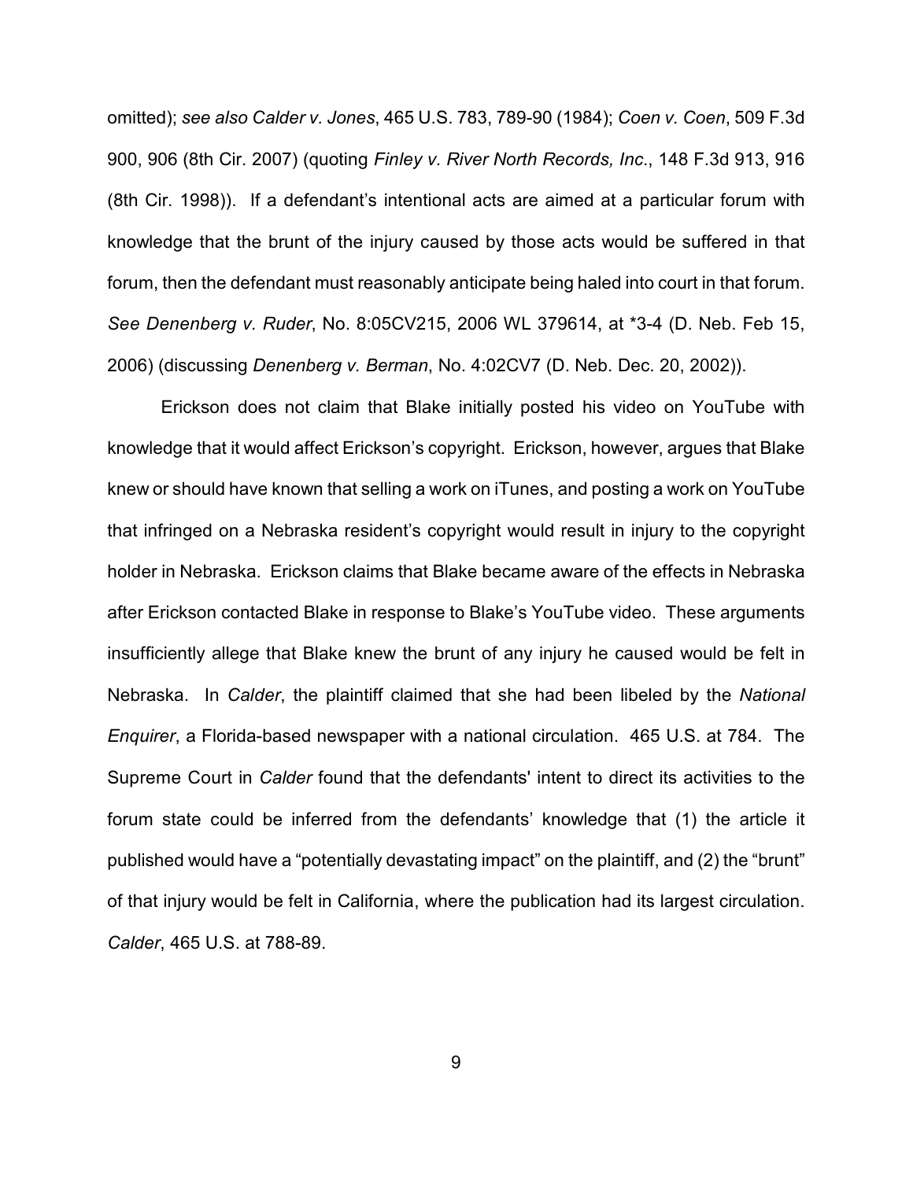omitted); *see also Calder v. Jones*, 465 U.S. 783, 789-90 (1984); *Coen v. Coen*, 509 F.3d 900, 906 (8th Cir. 2007) (quoting *Finley v. River North Records, Inc.*, 148 F.3d 913, 916 (8th Cir. 1998)). If a defendant's intentional acts are aimed at a particular forum with knowledge that the brunt of the injury caused by those acts would be suffered in that forum, then the defendant must reasonably anticipate being haled into court in that forum. *See Denenberg v. Ruder*, No. 8:05CV215, 2006 WL 379614, at *3-4 (D. Neb. Feb 15, 2006) (discussing *Denenberg v. Berman*, No. 4:02CV7 (D. Neb. Dec. 20, 2002)).

Erickson does not claim that Blake initially posted his video on YouTube with knowledge that it would affect Erickson's copyright. Erickson, however, argues that Blake knew or should have known that selling a work on iTunes, and posting a work on YouTube that infringed on a Nebraska resident's copyright would result in injury to the copyright holder in Nebraska. Erickson claims that Blake became aware of the effects in Nebraska after Erickson contacted Blake in response to Blake's YouTube video. These arguments insufficiently allege that Blake knew the brunt of any injury he caused would be felt in Nebraska. In *Calder*, the plaintiff claimed that she had been libeled by the *National Enquirer*, a Florida-based newspaper with a national circulation. 465 U.S. at 784. The Supreme Court in *Calder* found that the defendants' intent to direct its activities to the forum state could be inferred from the defendants' knowledge that (1) the article it published would have a "potentially devastating impact" on the plaintiff, and (2) the "brunt" of that injury would be felt in California, where the publication had its largest circulation. *Calder*, 465 U.S. at 788-89.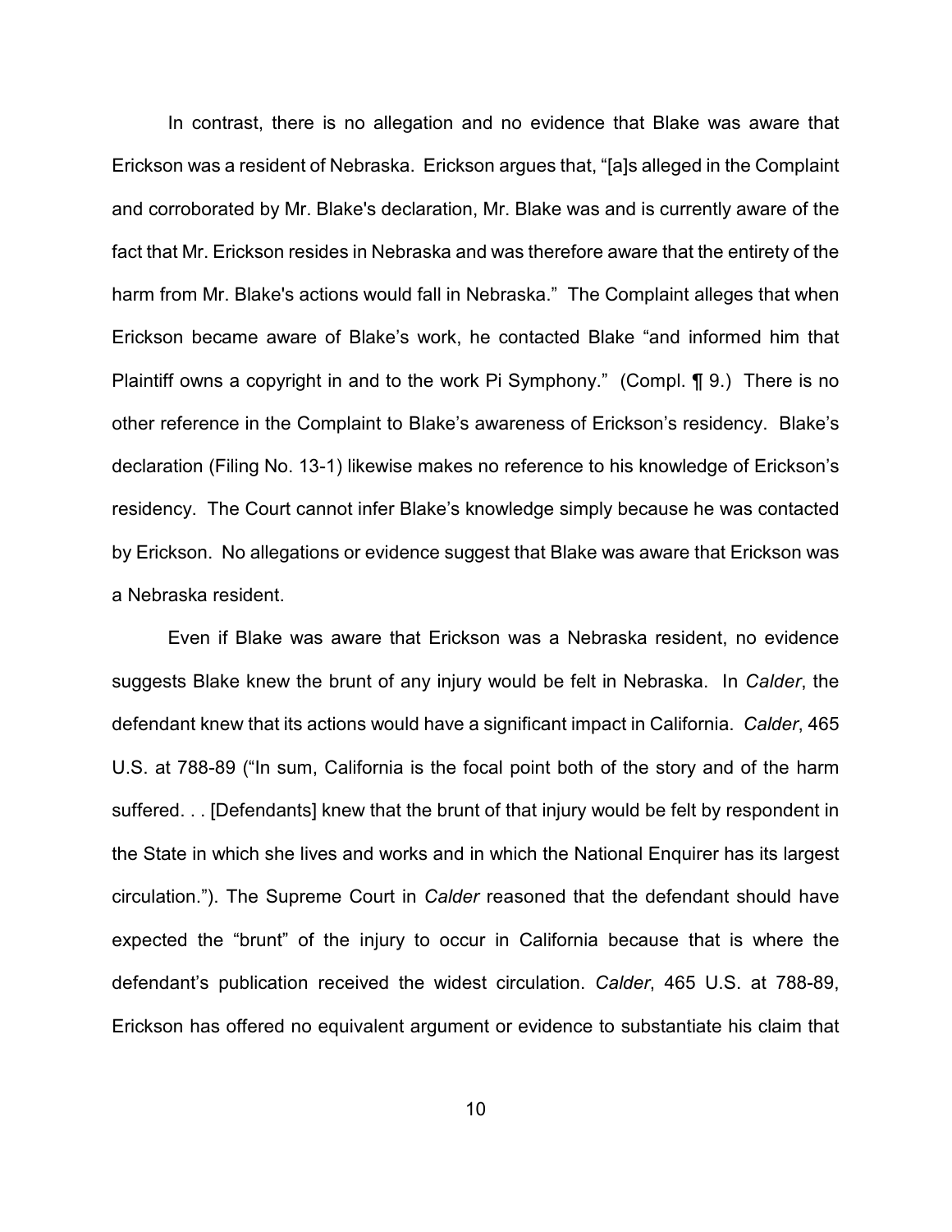In contrast, there is no allegation and no evidence that Blake was aware that Erickson was a resident of Nebraska. Erickson argues that, "[a]s alleged in the Complaint and corroborated by Mr. Blake's declaration, Mr. Blake was and is currently aware of the fact that Mr. Erickson resides in Nebraska and was therefore aware that the entirety of the harm from Mr. Blake's actions would fall in Nebraska." The Complaint alleges that when Erickson became aware of Blake's work, he contacted Blake "and informed him that Plaintiff owns a copyright in and to the work Pi Symphony." (Compl. ¶ 9.) There is no other reference in the Complaint to Blake's awareness of Erickson's residency. Blake's declaration (Filing No. 13-1) likewise makes no reference to his knowledge of Erickson's residency. The Court cannot infer Blake's knowledge simply because he was contacted by Erickson. No allegations or evidence suggest that Blake was aware that Erickson was a Nebraska resident.

Even if Blake was aware that Erickson was a Nebraska resident, no evidence suggests Blake knew the brunt of any injury would be felt in Nebraska. In *Calder*, the defendant knew that its actions would have a significant impact in California. *Calder*, 465 U.S. at 788-89 ("In sum, California is the focal point both of the story and of the harm suffered. . . [Defendants] knew that the brunt of that injury would be felt by respondent in the State in which she lives and works and in which the National Enquirer has its largest circulation."). The Supreme Court in *Calder* reasoned that the defendant should have expected the "brunt" of the injury to occur in California because that is where the defendant's publication received the widest circulation. *Calder*, 465 U.S. at 788-89, Erickson has offered no equivalent argument or evidence to substantiate his claim that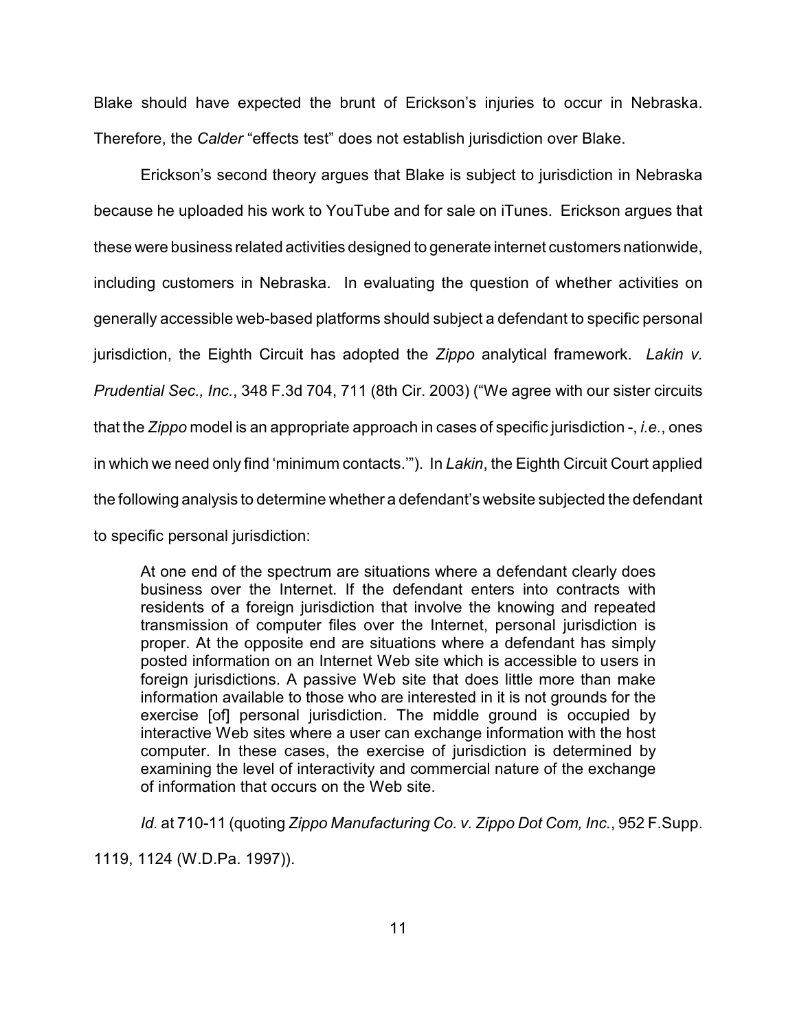Blake should have expected the brunt of Erickson's injuries to occur in Nebraska. Therefore, the *Calder* "effects test" does not establish jurisdiction over Blake.

Erickson's second theory argues that Blake is subject to jurisdiction in Nebraska because he uploaded his work to YouTube and for sale on iTunes. Erickson argues that these were business related activities designed to generate internet customers nationwide, including customers in Nebraska. In evaluating the question of whether activities on generally accessible web-based platforms should subject a defendant to specific personal jurisdiction, the Eighth Circuit has adopted the *Zippo* analytical framework. *Lakin v. Prudential Sec., Inc.*, 348 F.3d 704, 711 (8th Cir. 2003) ("We agree with our sister circuits that the *Zippo* model is an appropriate approach in cases of specific jurisdiction -, *i.e.*, ones in which we need only find 'minimum contacts.'"). In *Lakin*, the Eighth Circuit Court applied the following analysis to determine whether a defendant's website subjected the defendant to specific personal jurisdiction:

> At one end of the spectrum are situations where a defendant clearly does business over the Internet. If the defendant enters into contracts with residents of a foreign jurisdiction that involve the knowing and repeated transmission of computer files over the Internet, personal jurisdiction is proper. At the opposite end are situations where a defendant has simply posted information on an Internet Web site which is accessible to users in foreign jurisdictions. A passive Web site that does little more than make information available to those who are interested in it is not grounds for the exercise [of] personal jurisdiction. The middle ground is occupied by interactive Web sites where a user can exchange information with the host computer. In these cases, the exercise of jurisdiction is determined by examining the level of interactivity and commercial nature of the exchange of information that occurs on the Web site.

*Id.* at 710-11 (quoting *Zippo Manufacturing Co. v. Zippo Dot Com, Inc.*, 952 F.Supp. 1119, 1124 (W.D.Pa. 1997)).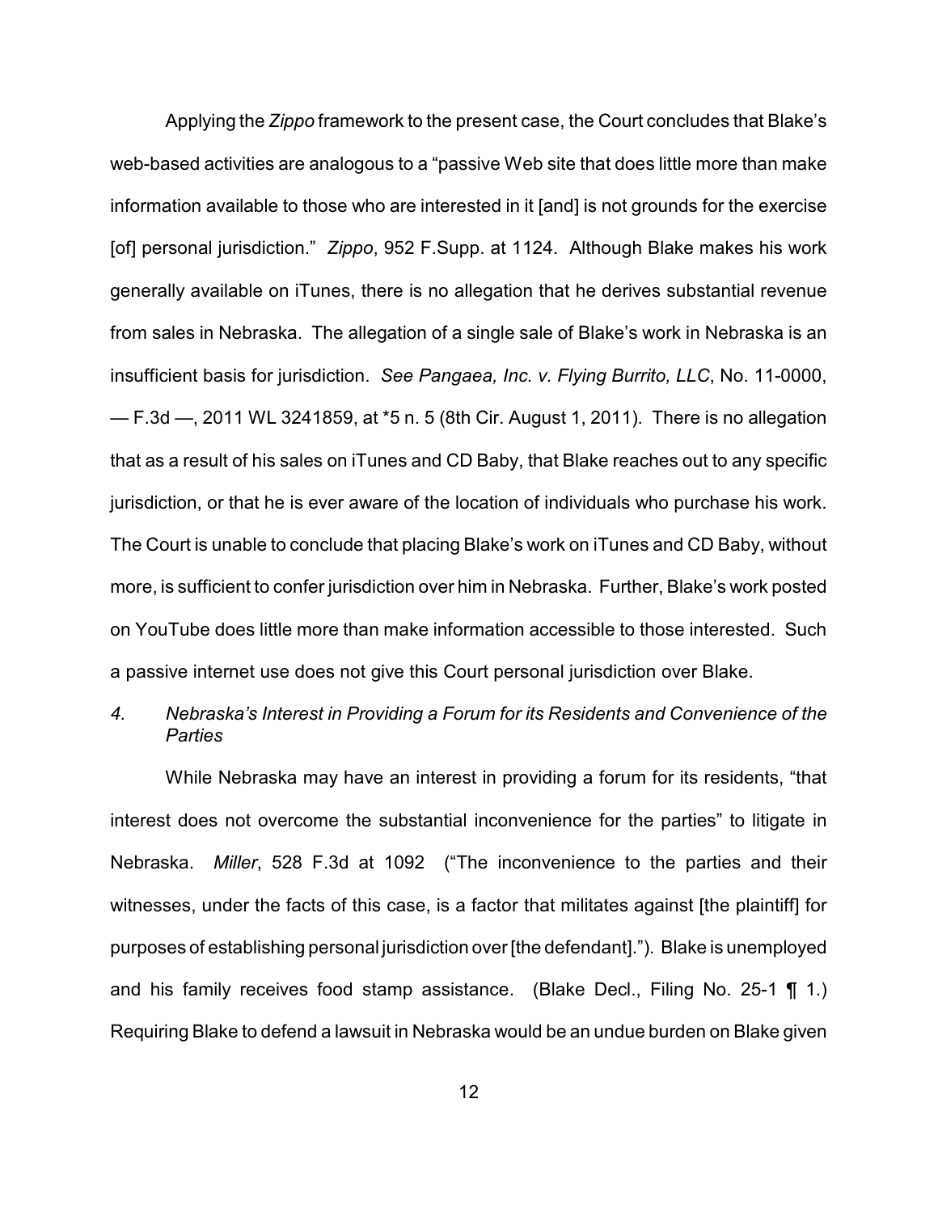Applying the *Zippo* framework to the present case, the Court concludes that Blake's web-based activities are analogous to a "passive Web site that does little more than make information available to those who are interested in it [and] is not grounds for the exercise [of] personal jurisdiction." *Zippo*, 952 F.Supp. at 1124. Although Blake makes his work generally available on iTunes, there is no allegation that he derives substantial revenue from sales in Nebraska. The allegation of a single sale of Blake's work in Nebraska is an insufficient basis for jurisdiction. *See Pangaea, Inc. v. Flying Burrito, LLC*, No. 11-0000, — F.3d —, 2011 WL 3241859, at *5 n. 5 (8th Cir. August 1, 2011). There is no allegation that as a result of his sales on iTunes and CD Baby, that Blake reaches out to any specific jurisdiction, or that he is ever aware of the location of individuals who purchase his work. The Court is unable to conclude that placing Blake's work on iTunes and CD Baby, without more, is sufficient to confer jurisdiction over him in Nebraska. Further, Blake's work posted on YouTube does little more than make information accessible to those interested. Such a passive internet use does not give this Court personal jurisdiction over Blake.

*4. Nebraska's Interest in Providing a Forum for its Residents and Convenience of the Parties*

While Nebraska may have an interest in providing a forum for its residents, "that interest does not overcome the substantial inconvenience for the parties" to litigate in Nebraska. *Miller*, 528 F.3d at 1092 ("The inconvenience to the parties and their witnesses, under the facts of this case, is a factor that militates against [the plaintiff] for purposes of establishing personal jurisdiction over [the defendant]."). Blake is unemployed and his family receives food stamp assistance. (Blake Decl., Filing No. 25-1 ¶ 1.) Requiring Blake to defend a lawsuit in Nebraska would be an undue burden on Blake given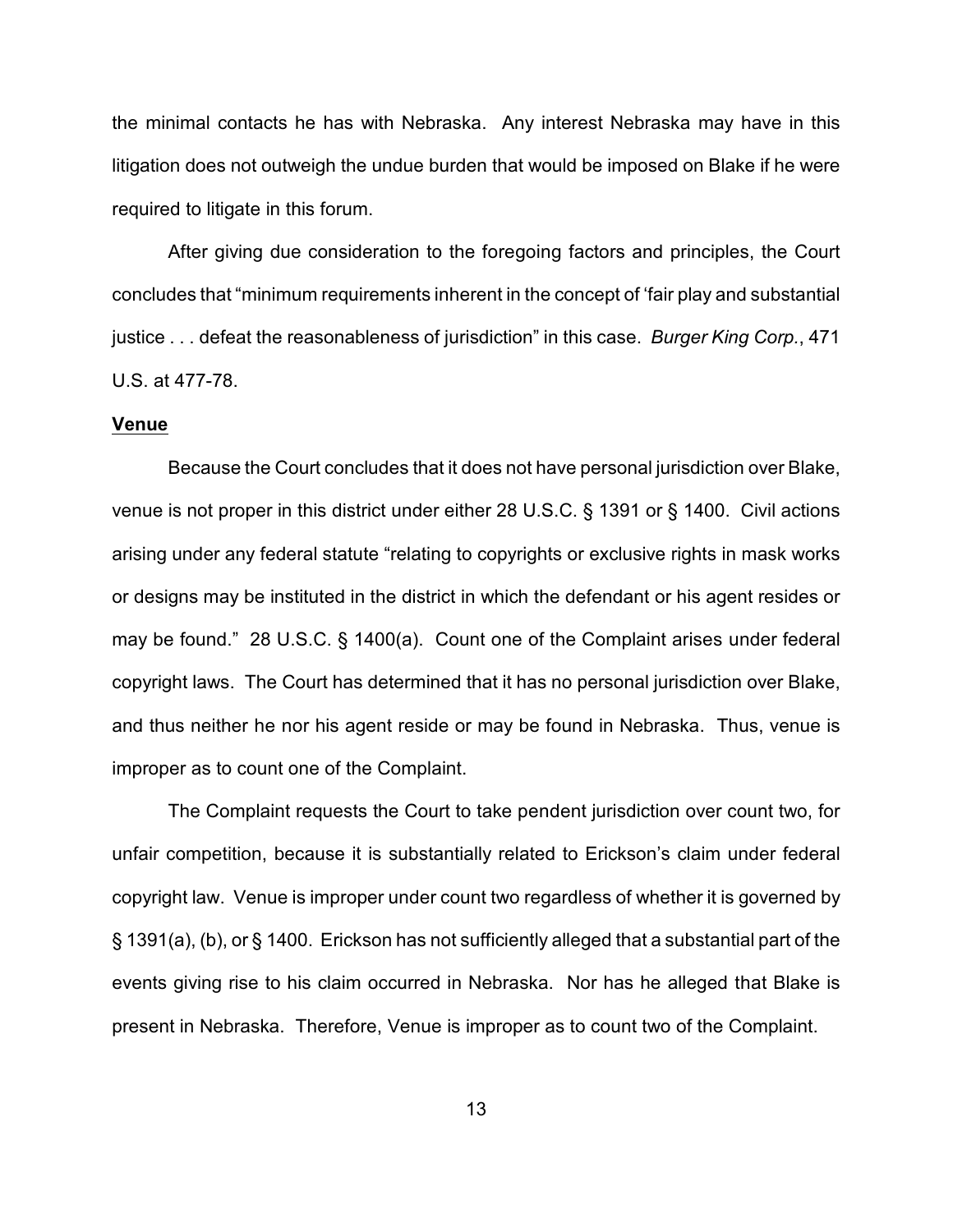the minimal contacts he has with Nebraska. Any interest Nebraska may have in this litigation does not outweigh the undue burden that would be imposed on Blake if he were required to litigate in this forum.

After giving due consideration to the foregoing factors and principles, the Court concludes that "minimum requirements inherent in the concept of 'fair play and substantial justice . . . defeat the reasonableness of jurisdiction" in this case. *Burger King Corp.*, 471 U.S. at 477-78.

**Venue**

Because the Court concludes that it does not have personal jurisdiction over Blake, venue is not proper in this district under either 28 U.S.C. § 1391 or § 1400. Civil actions arising under any federal statute "relating to copyrights or exclusive rights in mask works or designs may be instituted in the district in which the defendant or his agent resides or may be found." 28 U.S.C. § 1400(a). Count one of the Complaint arises under federal copyright laws. The Court has determined that it has no personal jurisdiction over Blake, and thus neither he nor his agent reside or may be found in Nebraska. Thus, venue is improper as to count one of the Complaint.

The Complaint requests the Court to take pendent jurisdiction over count two, for unfair competition, because it is substantially related to Erickson's claim under federal copyright law. Venue is improper under count two regardless of whether it is governed by § 1391(a), (b), or § 1400. Erickson has not sufficiently alleged that a substantial part of the events giving rise to his claim occurred in Nebraska. Nor has he alleged that Blake is present in Nebraska. Therefore, Venue is improper as to count two of the Complaint.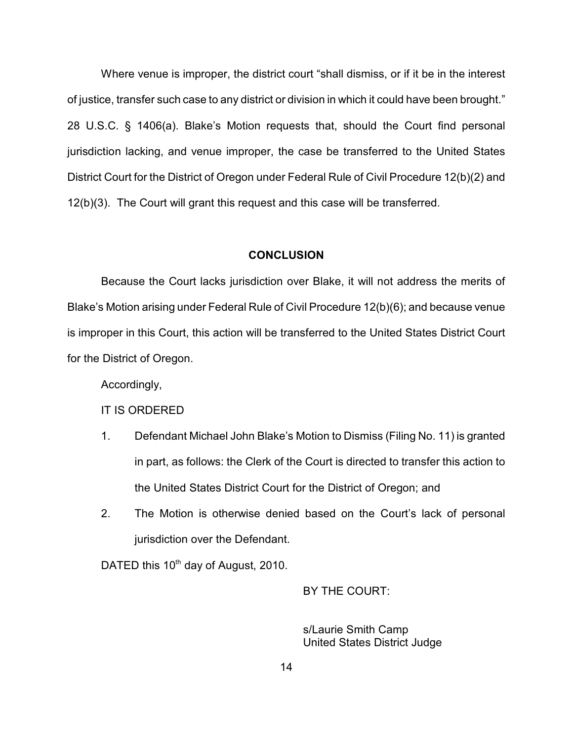Where venue is improper, the district court "shall dismiss, or if it be in the interest of justice, transfer such case to any district or division in which it could have been brought." 28 U.S.C. § 1406(a). Blake's Motion requests that, should the Court find personal jurisdiction lacking, and venue improper, the case be transferred to the United States District Court for the District of Oregon under Federal Rule of Civil Procedure 12(b)(2) and 12(b)(3). The Court will grant this request and this case will be transferred.

## CONCLUSION

Because the Court lacks jurisdiction over Blake, it will not address the merits of Blake's Motion arising under Federal Rule of Civil Procedure 12(b)(6); and because venue is improper in this Court, this action will be transferred to the United States District Court for the District of Oregon.

Accordingly,

IT IS ORDERED

1. Defendant Michael John Blake's Motion to Dismiss (Filing No. 11) is granted in part, as follows: the Clerk of the Court is directed to transfer this action to the United States District Court for the District of Oregon; and
2. The Motion is otherwise denied based on the Court's lack of personal jurisdiction over the Defendant.

DATED this 10th day of August, 2010.

BY THE COURT:

s/Laurie Smith Camp
United States District Judge